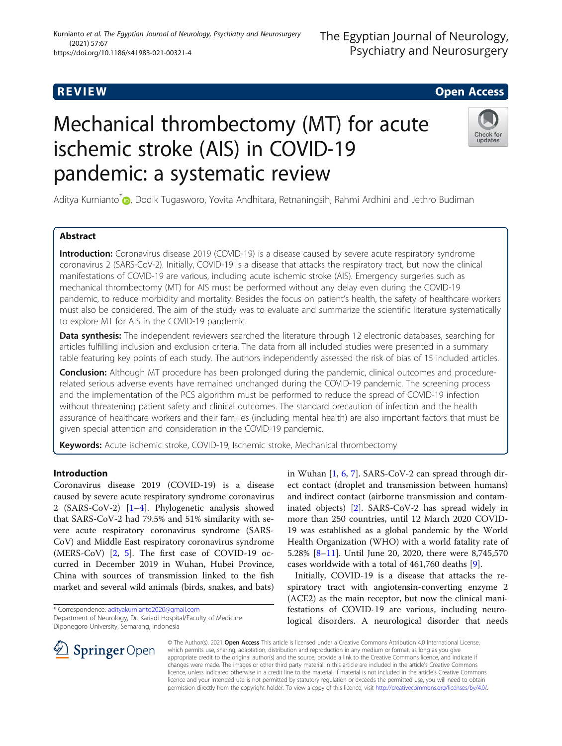REVIEW

Open Access

# Mechanical thrombectomy (MT) for acute ischemic stroke (AIS) in COVID-19 pandemic: a systematic review

Aditya Kurnianto*, Dodik Tugasworo, Yovita Andhitara, Retnaningsih, Rahmi Ardhini and Jethro Budiman

## Abstract

**Introduction:** Coronavirus disease 2019 (COVID-19) is a disease caused by severe acute respiratory syndrome coronavirus 2 (SARS-CoV-2). Initially, COVID-19 is a disease that attacks the respiratory tract, but now the clinical manifestations of COVID-19 are various, including acute ischemic stroke (AIS). Emergency surgeries such as mechanical thrombectomy (MT) for AIS must be performed without any delay even during the COVID-19 pandemic, to reduce morbidity and mortality. Besides the focus on patient's health, the safety of healthcare workers must also be considered. The aim of the study was to evaluate and summarize the scientific literature systematically to explore MT for AIS in the COVID-19 pandemic.

**Data synthesis:** The independent reviewers searched the literature through 12 electronic databases, searching for articles fulfilling inclusion and exclusion criteria. The data from all included studies were presented in a summary table featuring key points of each study. The authors independently assessed the risk of bias of 15 included articles.

**Conclusion:** Although MT procedure has been prolonged during the pandemic, clinical outcomes and procedure-related serious adverse events have remained unchanged during the COVID-19 pandemic. The screening process and the implementation of the PCS algorithm must be performed to reduce the spread of COVID-19 infection without threatening patient safety and clinical outcomes. The standard precaution of infection and the health assurance of healthcare workers and their families (including mental health) are also important factors that must be given special attention and consideration in the COVID-19 pandemic.

**Keywords:** Acute ischemic stroke, COVID-19, Ischemic stroke, Mechanical thrombectomy

## Introduction

Coronavirus disease 2019 (COVID-19) is a disease caused by severe acute respiratory syndrome coronavirus 2 (SARS-CoV-2) [1–4]. Phylogenetic analysis showed that SARS-CoV-2 had 79.5% and 51% similarity with severe acute respiratory coronavirus syndrome (SARS-CoV) and Middle East respiratory coronavirus syndrome (MERS-CoV) [2, 5]. The first case of COVID-19 occurred in December 2019 in Wuhan, Hubei Province, China with sources of transmission linked to the fish market and several wild animals (birds, snakes, and bats) in Wuhan [1, 6, 7]. SARS-CoV-2 can spread through direct contact (droplet and transmission between humans) and indirect contact (airborne transmission and contaminated objects) [2]. SARS-CoV-2 has spread widely in more than 250 countries, until 12 March 2020 COVID-19 was established as a global pandemic by the World Health Organization (WHO) with a world fatality rate of 5.28% [8–11]. Until June 20, 2020, there were 8,745,570 cases worldwide with a total of 461,760 deaths [9].

Initially, COVID-19 is a disease that attacks the respiratory tract with angiotensin-converting enzyme 2 (ACE2) as the main receptor, but now the clinical manifestations of COVID-19 are various, including neurological disorders. A neurological disorder that needs

\* Correspondence: adityakurnianto2020@gmail.com
Department of Neurology, Dr. Kariadi Hospital/Faculty of Medicine Diponegoro University, Semarang, Indonesia

© The Author(s). 2021 **Open Access** This article is licensed under a Creative Commons Attribution 4.0 International License, which permits use, sharing, adaptation, distribution and reproduction in any medium or format, as long as you give appropriate credit to the original author(s) and the source, provide a link to the Creative Commons licence, and indicate if changes were made. The images or other third party material in this article are included in the article's Creative Commons licence, unless indicated otherwise in a credit line to the material. If material is not included in the article's Creative Commons licence and your intended use is not permitted by statutory regulation or exceeds the permitted use, you will need to obtain permission directly from the copyright holder. To view a copy of this licence, visit http://creativecommons.org/licenses/by/4.0/.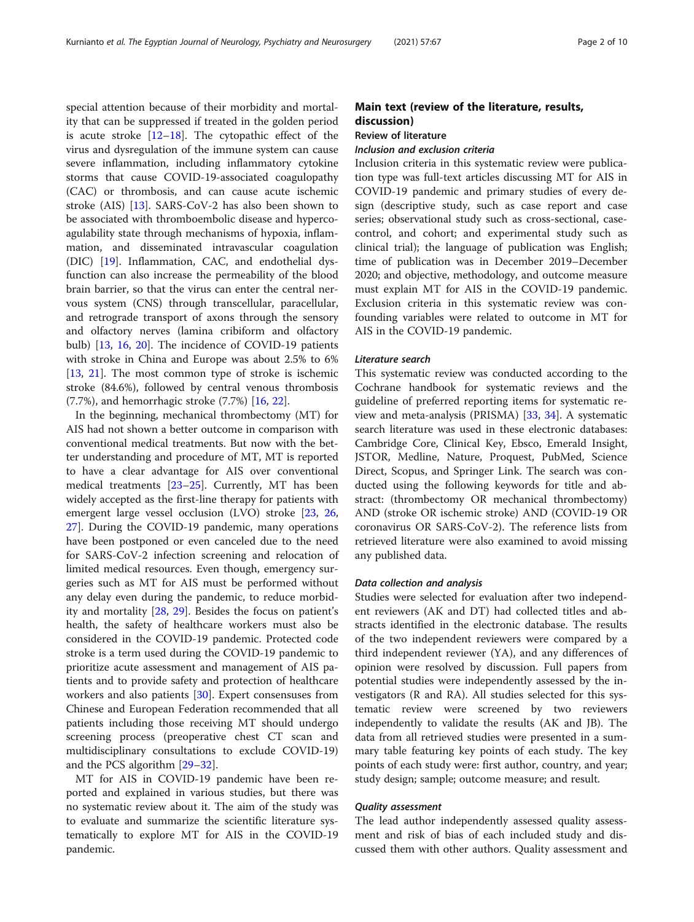special attention because of their morbidity and mortality that can be suppressed if treated in the golden period is acute stroke [12–18]. The cytopathic effect of the virus and dysregulation of the immune system can cause severe inflammation, including inflammatory cytokine storms that cause COVID-19-associated coagulopathy (CAC) or thrombosis, and can cause acute ischemic stroke (AIS) [13]. SARS-CoV-2 has also been shown to be associated with thromboembolic disease and hypercoagulability state through mechanisms of hypoxia, inflammation, and disseminated intravascular coagulation (DIC) [19]. Inflammation, CAC, and endothelial dysfunction can also increase the permeability of the blood brain barrier, so that the virus can enter the central nervous system (CNS) through transcellular, paracellular, and retrograde transport of axons through the sensory and olfactory nerves (lamina cribiform and olfactory bulb) [13, 16, 20]. The incidence of COVID-19 patients with stroke in China and Europe was about 2.5% to 6% [13, 21]. The most common type of stroke is ischemic stroke (84.6%), followed by central venous thrombosis (7.7%), and hemorrhagic stroke (7.7%) [16, 22].

In the beginning, mechanical thrombectomy (MT) for AIS had not shown a better outcome in comparison with conventional medical treatments. But now with the better understanding and procedure of MT, MT is reported to have a clear advantage for AIS over conventional medical treatments [23–25]. Currently, MT has been widely accepted as the first-line therapy for patients with emergent large vessel occlusion (LVO) stroke [23, 26, 27]. During the COVID-19 pandemic, many operations have been postponed or even canceled due to the need for SARS-CoV-2 infection screening and relocation of limited medical resources. Even though, emergency surgeries such as MT for AIS must be performed without any delay even during the pandemic, to reduce morbidity and mortality [28, 29]. Besides the focus on patient's health, the safety of healthcare workers must also be considered in the COVID-19 pandemic. Protected code stroke is a term used during the COVID-19 pandemic to prioritize acute assessment and management of AIS patients and to provide safety and protection of healthcare workers and also patients [30]. Expert consensuses from Chinese and European Federation recommended that all patients including those receiving MT should undergo screening process (preoperative chest CT scan and multidisciplinary consultations to exclude COVID-19) and the PCS algorithm [29–32].

MT for AIS in COVID-19 pandemic have been reported and explained in various studies, but there was no systematic review about it. The aim of the study was to evaluate and summarize the scientific literature systematically to explore MT for AIS in the COVID-19 pandemic.

## Main text (review of the literature, results, discussion)

### Review of literature

#### *Inclusion and exclusion criteria*

Inclusion criteria in this systematic review were publication type was full-text articles discussing MT for AIS in COVID-19 pandemic and primary studies of every design (descriptive study, such as case report and case series; observational study such as cross-sectional, case-control, and cohort; and experimental study such as clinical trial); the language of publication was English; time of publication was in December 2019–December 2020; and objective, methodology, and outcome measure must explain MT for AIS in the COVID-19 pandemic. Exclusion criteria in this systematic review was confounding variables were related to outcome in MT for AIS in the COVID-19 pandemic.

#### *Literature search*

This systematic review was conducted according to the Cochrane handbook for systematic reviews and the guideline of preferred reporting items for systematic review and meta-analysis (PRISMA) [33, 34]. A systematic search literature was used in these electronic databases: Cambridge Core, Clinical Key, Ebsco, Emerald Insight, JSTOR, Medline, Nature, Proquest, PubMed, Science Direct, Scopus, and Springer Link. The search was conducted using the following keywords for title and abstract: (thrombectomy OR mechanical thrombectomy) AND (stroke OR ischemic stroke) AND (COVID-19 OR coronavirus OR SARS-CoV-2). The reference lists from retrieved literature were also examined to avoid missing any published data.

#### *Data collection and analysis*

Studies were selected for evaluation after two independent reviewers (AK and DT) had collected titles and abstracts identified in the electronic database. The results of the two independent reviewers were compared by a third independent reviewer (YA), and any differences of opinion were resolved by discussion. Full papers from potential studies were independently assessed by the investigators (R and RA). All studies selected for this systematic review were screened by two reviewers independently to validate the results (AK and JB). The data from all retrieved studies were presented in a summary table featuring key points of each study. The key points of each study were: first author, country, and year; study design; sample; outcome measure; and result.

#### *Quality assessment*

The lead author independently assessed quality assessment and risk of bias of each included study and discussed them with other authors. Quality assessment and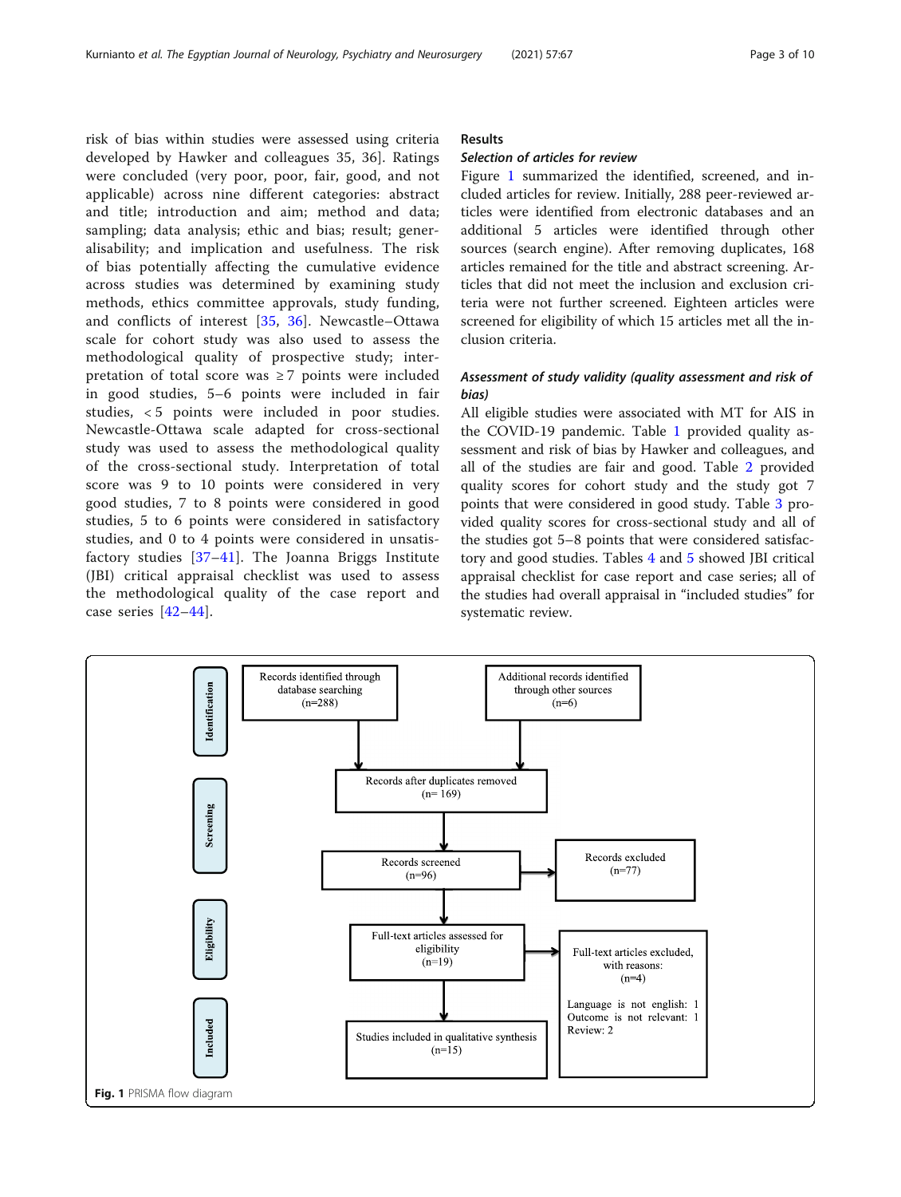risk of bias within studies were assessed using criteria developed by Hawker and colleagues 35, 36]. Ratings were concluded (very poor, poor, fair, good, and not applicable) across nine different categories: abstract and title; introduction and aim; method and data; sampling; data analysis; ethic and bias; result; generalisability; and implication and usefulness. The risk of bias potentially affecting the cumulative evidence across studies was determined by examining study methods, ethics committee approvals, study funding, and conflicts of interest [35, 36]. Newcastle–Ottawa scale for cohort study was also used to assess the methodological quality of prospective study; interpretation of total score was ≥ 7 points were included in good studies, 5–6 points were included in fair studies, < 5 points were included in poor studies. Newcastle-Ottawa scale adapted for cross-sectional study was used to assess the methodological quality of the cross-sectional study. Interpretation of total score was 9 to 10 points were considered in very good studies, 7 to 8 points were considered in good studies, 5 to 6 points were considered in satisfactory studies, and 0 to 4 points were considered in unsatisfactory studies [37–41]. The Joanna Briggs Institute (JBI) critical appraisal checklist was used to assess the methodological quality of the case report and case series [42–44].

## Results

### *Selection of articles for review*

Figure 1 summarized the identified, screened, and included articles for review. Initially, 288 peer-reviewed articles were identified from electronic databases and an additional 5 articles were identified through other sources (search engine). After removing duplicates, 168 articles remained for the title and abstract screening. Articles that did not meet the inclusion and exclusion criteria were not further screened. Eighteen articles were screened for eligibility of which 15 articles met all the inclusion criteria.

### *Assessment of study validity (quality assessment and risk of bias)*

All eligible studies were associated with MT for AIS in the COVID-19 pandemic. Table 1 provided quality assessment and risk of bias by Hawker and colleagues, and all of the studies are fair and good. Table 2 provided quality scores for cohort study and the study got 7 points that were considered in good study. Table 3 provided quality scores for cross-sectional study and all of the studies got 5–8 points that were considered satisfactory and good studies. Tables 4 and 5 showed JBI critical appraisal checklist for case report and case series; all of the studies had overall appraisal in "included studies" for systematic review.

**Identification**

Records identified through database searching (n=288)

Additional records identified through other sources (n=6)

**Screening**

Records after duplicates removed (n= 169)

Records screened (n=96)

Records excluded (n=77)

**Eligibility**

Full-text articles assessed for eligibility (n=19)

Full-text articles excluded, with reasons: (n=4)

Language is not english: 1
Outcome is not relevant: 1
Review: 2

**Included**

Studies included in qualitative synthesis (n=15)

**Fig. 1** PRISMA flow diagram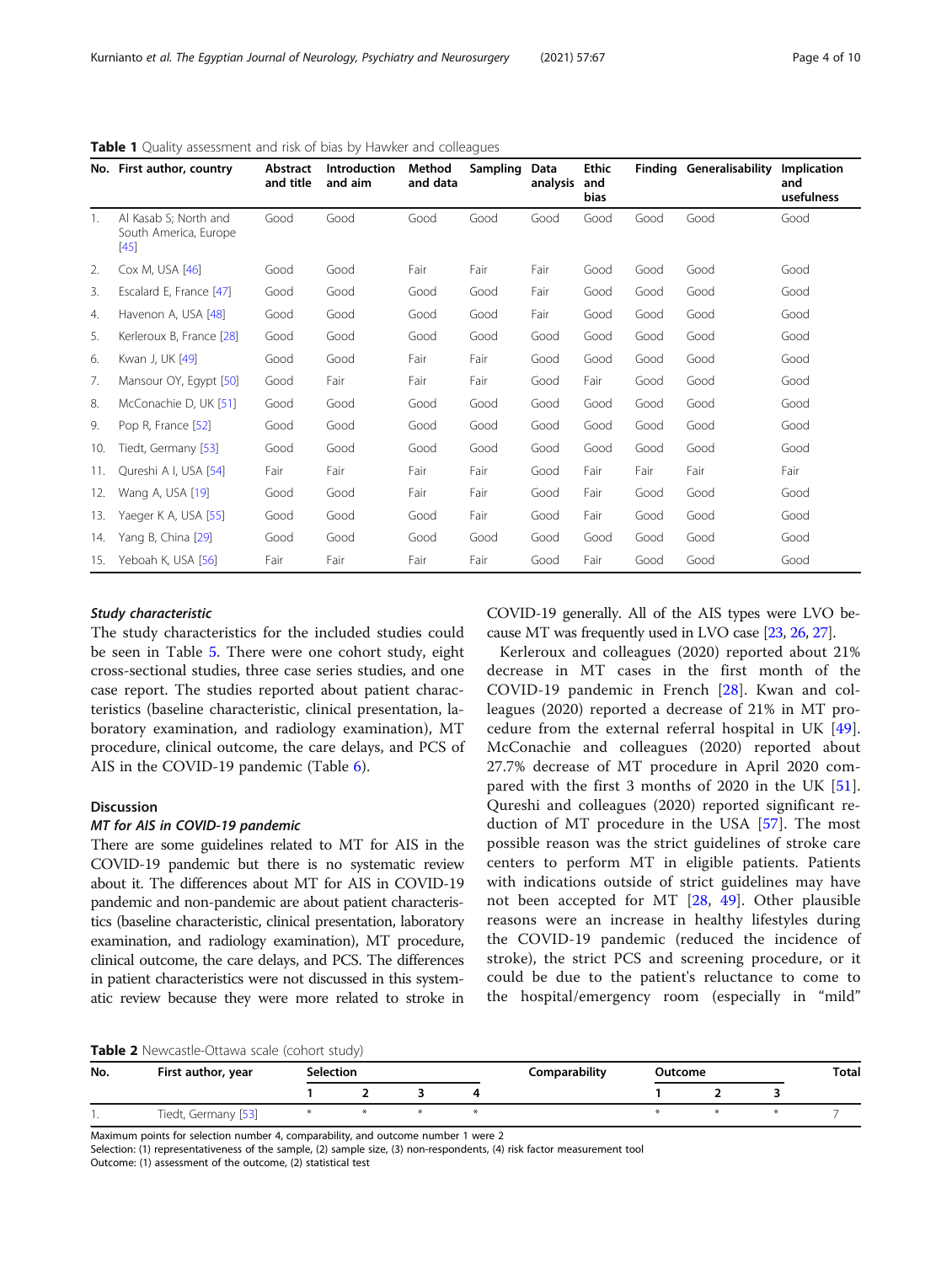**Table 1** Quality assessment and risk of bias by Hawker and colleagues

| No. | First author, country | Abstract and title | Introduction and aim | Method and data | Sampling | Data analysis | Ethic and bias | Finding | Generalisability | Implication and usefulness |
|---|---|---|---|---|---|---|---|---|---|---|
| 1. | Al Kasab S; North and South America, Europe [45] | Good | Good | Good | Good | Good | Good | Good | Good | Good |
| 2. | Cox M, USA [46] | Good | Good | Fair | Fair | Fair | Good | Good | Good | Good |
| 3. | Escalard E, France [47] | Good | Good | Good | Good | Fair | Good | Good | Good | Good |
| 4. | Havenon A, USA [48] | Good | Good | Good | Good | Fair | Good | Good | Good | Good |
| 5. | Kerleroux B, France [28] | Good | Good | Good | Good | Good | Good | Good | Good | Good |
| 6. | Kwan J, UK [49] | Good | Good | Fair | Fair | Good | Good | Good | Good | Good |
| 7. | Mansour OY, Egypt [50] | Good | Fair | Fair | Fair | Good | Fair | Good | Good | Good |
| 8. | McConachie D, UK [51] | Good | Good | Good | Good | Good | Good | Good | Good | Good |
| 9. | Pop R, France [52] | Good | Good | Good | Good | Good | Good | Good | Good | Good |
| 10. | Tiedt, Germany [53] | Good | Good | Good | Good | Good | Good | Good | Good | Good |
| 11. | Qureshi A I, USA [54] | Fair | Fair | Fair | Fair | Good | Fair | Fair | Fair | Fair |
| 12. | Wang A, USA [19] | Good | Good | Fair | Fair | Good | Fair | Good | Good | Good |
| 13. | Yaeger K A, USA [55] | Good | Good | Good | Fair | Good | Fair | Good | Good | Good |
| 14. | Yang B, China [29] | Good | Good | Good | Good | Good | Good | Good | Good | Good |
| 15. | Yeboah K, USA [56] | Fair | Fair | Fair | Fair | Good | Fair | Good | Good | Good |

### *Study characteristic*

The study characteristics for the included studies could be seen in Table 5. There were one cohort study, eight cross-sectional studies, three case series studies, and one case report. The studies reported about patient characteristics (baseline characteristic, clinical presentation, laboratory examination, and radiology examination), MT procedure, clinical outcome, the care delays, and PCS of AIS in the COVID-19 pandemic (Table 6).

## Discussion

### *MT for AIS in COVID-19 pandemic*

There are some guidelines related to MT for AIS in the COVID-19 pandemic but there is no systematic review about it. The differences about MT for AIS in COVID-19 pandemic and non-pandemic are about patient characteristics (baseline characteristic, clinical presentation, laboratory examination, and radiology examination), MT procedure, clinical outcome, the care delays, and PCS. The differences in patient characteristics were not discussed in this systematic review because they were more related to stroke in COVID-19 generally. All of the AIS types were LVO because MT was frequently used in LVO case [23, 26, 27].

Kerleroux and colleagues (2020) reported about 21% decrease in MT cases in the first month of the COVID-19 pandemic in French [28]. Kwan and colleagues (2020) reported a decrease of 21% in MT procedure from the external referral hospital in UK [49]. McConachie and colleagues (2020) reported about 27.7% decrease of MT procedure in April 2020 compared with the first 3 months of 2020 in the UK [51]. Qureshi and colleagues (2020) reported significant reduction of MT procedure in the USA [57]. The most possible reason was the strict guidelines of stroke care centers to perform MT in eligible patients. Patients with indications outside of strict guidelines may have not been accepted for MT [28, 49]. Other plausible reasons were an increase in healthy lifestyles during the COVID-19 pandemic (reduced the incidence of stroke), the strict PCS and screening procedure, or it could be due to the patient's reluctance to come to the hospital/emergency room (especially in "mild"

**Table 2** Newcastle-Ottawa scale (cohort study)

| No. | First author, year | Selection | | | | Comparability | Outcome | | | Total |
|---|---|---|---|---|---|---|---|---|---|---|
| | | 1 | 2 | 3 | 4 | | 1 | 2 | 3 | |
| 1. | Tiedt, Germany [53] | * | * | * | * | | * | * | * | 7 |

Maximum points for selection number 4, comparability, and outcome number 1 were 2

Selection: (1) representativeness of the sample, (2) sample size, (3) non-respondents, (4) risk factor measurement tool

Outcome: (1) assessment of the outcome, (2) statistical test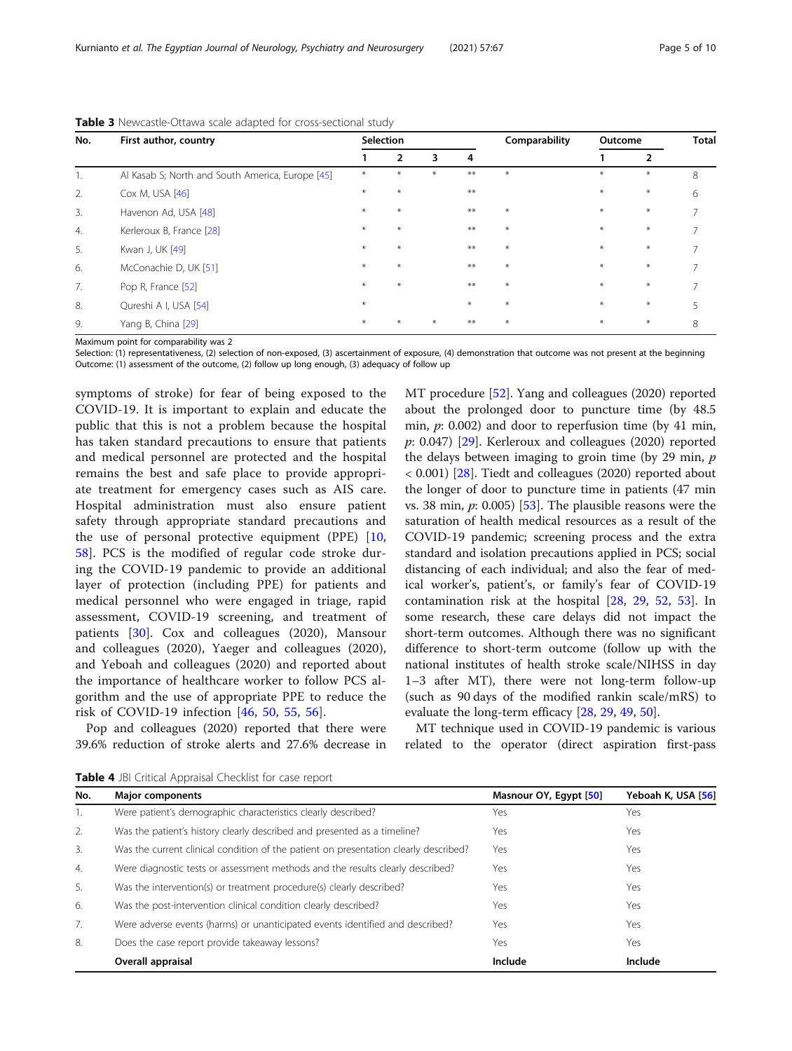**Table 3** Newcastle-Ottawa scale adapted for cross-sectional study

| No. | First author, country | Selection | | | | Comparability | Outcome | | Total |
|---|---|---|---|---|---|---|---|---|---|
| | | 1 | 2 | 3 | 4 | | 1 | 2 | |
| 1. | Al Kasab S; North and South America, Europe [45] | * | * | * | ** | * | * | * | 8 |
| 2. | Cox M, USA [46] | * | * | | ** | | * | * | 6 |
| 3. | Havenon Ad, USA [48] | * | * | | ** | * | * | * | 7 |
| 4. | Kerleroux B, France [28] | * | * | | ** | * | * | * | 7 |
| 5. | Kwan J, UK [49] | * | * | | ** | * | * | * | 7 |
| 6. | McConachie D, UK [51] | * | * | | ** | * | * | * | 7 |
| 7. | Pop R, France [52] | * | * | | ** | * | * | * | 7 |
| 8. | Qureshi A I, USA [54] | * | | | * | * | * | * | 5 |
| 9. | Yang B, China [29] | * | * | * | ** | * | * | * | 8 |

Maximum point for comparability was 2

Selection: (1) representativeness, (2) selection of non-exposed, (3) ascertainment of exposure, (4) demonstration that outcome was not present at the beginning

Outcome: (1) assessment of the outcome, (2) follow up long enough, (3) adequacy of follow up

symptoms of stroke) for fear of being exposed to the COVID-19. It is important to explain and educate the public that this is not a problem because the hospital has taken standard precautions to ensure that patients and medical personnel are protected and the hospital remains the best and safe place to provide appropriate treatment for emergency cases such as AIS care. Hospital administration must also ensure patient safety through appropriate standard precautions and the use of personal protective equipment (PPE) [10, 58]. PCS is the modified of regular code stroke during the COVID-19 pandemic to provide an additional layer of protection (including PPE) for patients and medical personnel who were engaged in triage, rapid assessment, COVID-19 screening, and treatment of patients [30]. Cox and colleagues (2020), Mansour and colleagues (2020), Yaeger and colleagues (2020), and Yeboah and colleagues (2020) and reported about the importance of healthcare worker to follow PCS algorithm and the use of appropriate PPE to reduce the risk of COVID-19 infection [46, 50, 55, 56].

Pop and colleagues (2020) reported that there were 39.6% reduction of stroke alerts and 27.6% decrease in MT procedure [52]. Yang and colleagues (2020) reported about the prolonged door to puncture time (by 48.5 min, $p$: 0.002) and door to reperfusion time (by 41 min, $p$: 0.047) [29]. Kerleroux and colleagues (2020) reported the delays between imaging to groin time (by 29 min, $p$ < 0.001) [28]. Tiedt and colleagues (2020) reported about the longer of door to puncture time in patients (47 min vs. 38 min, $p$: 0.005) [53]. The plausible reasons were the saturation of health medical resources as a result of the COVID-19 pandemic; screening process and the extra standard and isolation precautions applied in PCS; social distancing of each individual; and also the fear of medical worker's, patient's, or family's fear of COVID-19 contamination risk at the hospital [28, 29, 52, 53]. In some research, these care delays did not impact the short-term outcomes. Although there was no significant difference to short-term outcome (follow up with the national institutes of health stroke scale/NIHSS in day 1–3 after MT), there were not long-term follow-up (such as 90 days of the modified rankin scale/mRS) to evaluate the long-term efficacy [28, 29, 49, 50].

MT technique used in COVID-19 pandemic is various related to the operator (direct aspiration first-pass

**Table 4** JBI Critical Appraisal Checklist for case report

| No. | Major components | Masnour OY, Egypt [50] | Yeboah K, USA [56] |
|---|---|---|---|
| 1. | Were patient's demographic characteristics clearly described? | Yes | Yes |
| 2. | Was the patient's history clearly described and presented as a timeline? | Yes | Yes |
| 3. | Was the current clinical condition of the patient on presentation clearly described? | Yes | Yes |
| 4. | Were diagnostic tests or assessment methods and the results clearly described? | Yes | Yes |
| 5. | Was the intervention(s) or treatment procedure(s) clearly described? | Yes | Yes |
| 6. | Was the post-intervention clinical condition clearly described? | Yes | Yes |
| 7. | Were adverse events (harms) or unanticipated events identified and described? | Yes | Yes |
| 8. | Does the case report provide takeaway lessons? | Yes | Yes |
| | **Overall appraisal** | **Include** | **Include** |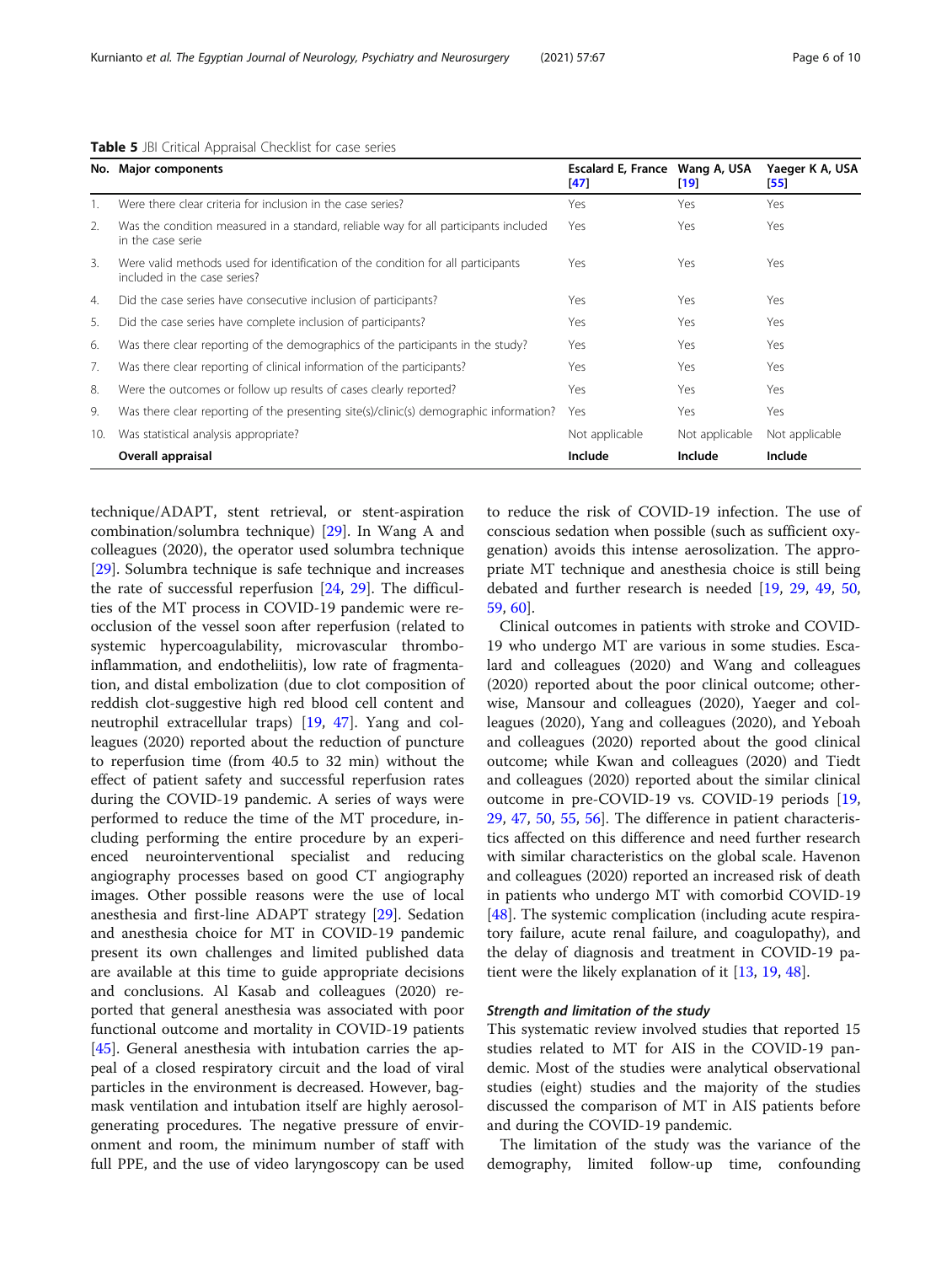**Table 5** JBI Critical Appraisal Checklist for case series

| No. | Major components | Escalard E, France [47] | Wang A, USA [19] | Yaeger K A, USA [55] |
|---|---|---|---|---|
| 1. | Were there clear criteria for inclusion in the case series? | Yes | Yes | Yes |
| 2. | Was the condition measured in a standard, reliable way for all participants included in the case serie | Yes | Yes | Yes |
| 3. | Were valid methods used for identification of the condition for all participants included in the case series? | Yes | Yes | Yes |
| 4. | Did the case series have consecutive inclusion of participants? | Yes | Yes | Yes |
| 5. | Did the case series have complete inclusion of participants? | Yes | Yes | Yes |
| 6. | Was there clear reporting of the demographics of the participants in the study? | Yes | Yes | Yes |
| 7. | Was there clear reporting of clinical information of the participants? | Yes | Yes | Yes |
| 8. | Were the outcomes or follow up results of cases clearly reported? | Yes | Yes | Yes |
| 9. | Was there clear reporting of the presenting site(s)/clinic(s) demographic information? | Yes | Yes | Yes |
| 10. | Was statistical analysis appropriate? | Not applicable | Not applicable | Not applicable |
| | **Overall appraisal** | **Include** | **Include** | **Include** |

technique/ADAPT, stent retrieval, or stent-aspiration combination/solumbra technique) [29]. In Wang A and colleagues (2020), the operator used solumbra technique [29]. Solumbra technique is safe technique and increases the rate of successful reperfusion [24, 29]. The difficulties of the MT process in COVID-19 pandemic were re-occlusion of the vessel soon after reperfusion (related to systemic hypercoagulability, microvascular thrombo-inflammation, and endotheliitis), low rate of fragmentation, and distal embolization (due to clot composition of reddish clot-suggestive high red blood cell content and neutrophil extracellular traps) [19, 47]. Yang and colleagues (2020) reported about the reduction of puncture to reperfusion time (from 40.5 to 32 min) without the effect of patient safety and successful reperfusion rates during the COVID-19 pandemic. A series of ways were performed to reduce the time of the MT procedure, including performing the entire procedure by an experienced neurointerventional specialist and reducing angiography processes based on good CT angiography images. Other possible reasons were the use of local anesthesia and first-line ADAPT strategy [29]. Sedation and anesthesia choice for MT in COVID-19 pandemic present its own challenges and limited published data are available at this time to guide appropriate decisions and conclusions. Al Kasab and colleagues (2020) reported that general anesthesia was associated with poor functional outcome and mortality in COVID-19 patients [45]. General anesthesia with intubation carries the appeal of a closed respiratory circuit and the load of viral particles in the environment is decreased. However, bag-mask ventilation and intubation itself are highly aerosol-generating procedures. The negative pressure of environment and room, the minimum number of staff with full PPE, and the use of video laryngoscopy can be used to reduce the risk of COVID-19 infection. The use of conscious sedation when possible (such as sufficient oxygenation) avoids this intense aerosolization. The appropriate MT technique and anesthesia choice is still being debated and further research is needed [19, 29, 49, 50, 59, 60].

Clinical outcomes in patients with stroke and COVID-19 who undergo MT are various in some studies. Escalard and colleagues (2020) and Wang and colleagues (2020) reported about the poor clinical outcome; otherwise, Mansour and colleagues (2020), Yaeger and colleagues (2020), Yang and colleagues (2020), and Yeboah and colleagues (2020) reported about the good clinical outcome; while Kwan and colleagues (2020) and Tiedt and colleagues (2020) reported about the similar clinical outcome in pre-COVID-19 vs. COVID-19 periods [19, 29, 47, 50, 55, 56]. The difference in patient characteristics affected on this difference and need further research with similar characteristics on the global scale. Havenon and colleagues (2020) reported an increased risk of death in patients who undergo MT with comorbid COVID-19 [48]. The systemic complication (including acute respiratory failure, acute renal failure, and coagulopathy), and the delay of diagnosis and treatment in COVID-19 patient were the likely explanation of it [13, 19, 48].

### *Strength and limitation of the study*

This systematic review involved studies that reported 15 studies related to MT for AIS in the COVID-19 pandemic. Most of the studies were analytical observational studies (eight) studies and the majority of the studies discussed the comparison of MT in AIS patients before and during the COVID-19 pandemic.

The limitation of the study was the variance of the demography, limited follow-up time, confounding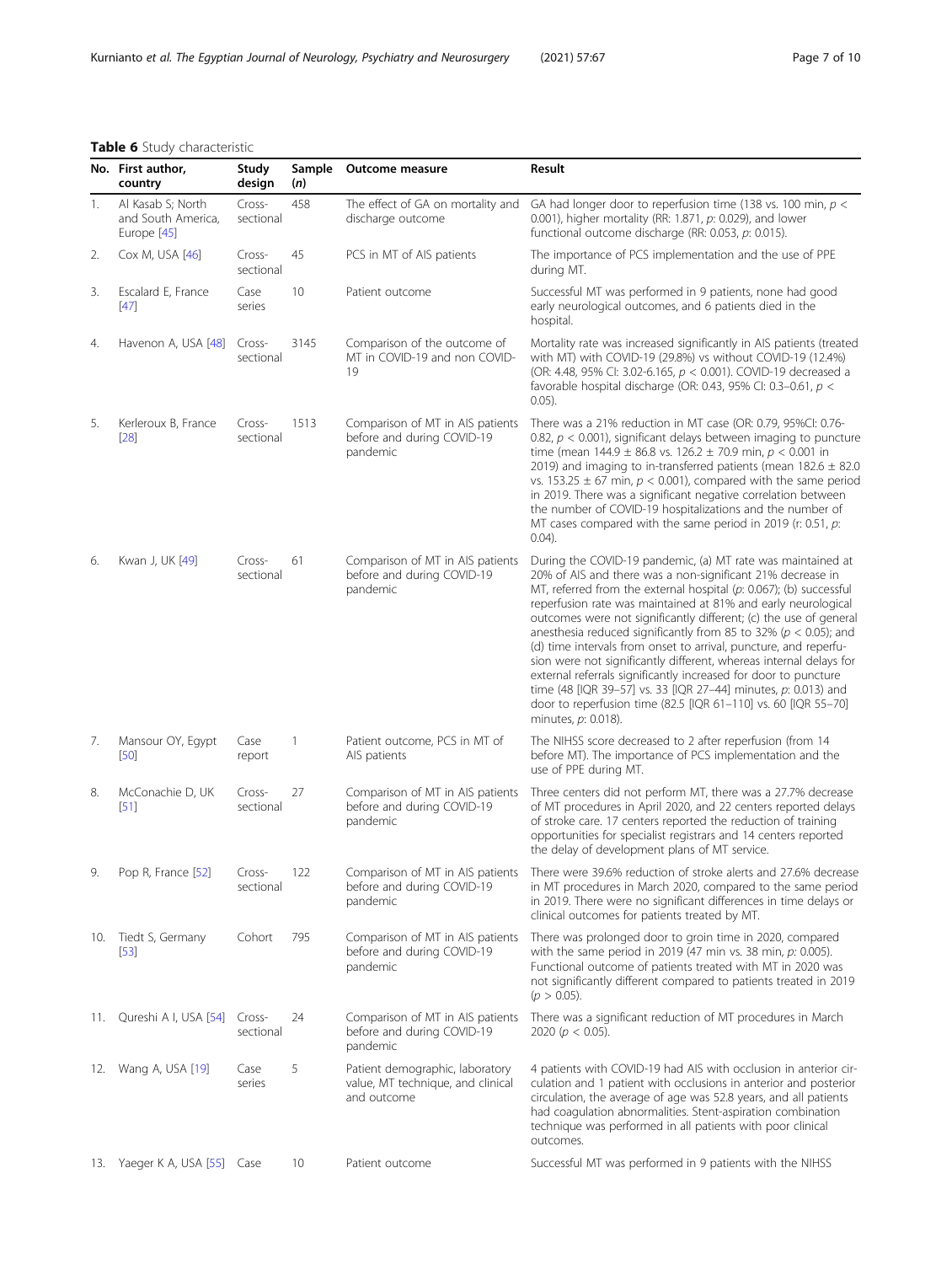**Table 6** Study characteristic

| No. | First author, country | Study design | Sample (*n*) | Outcome measure | Result |
|---|---|---|---|---|---|
| 1. | Al Kasab S; North and South America, Europe [45] | Cross-sectional | 458 | The effect of GA on mortality and discharge outcome | GA had longer door to reperfusion time (138 vs. 100 min, $p < 0.001$), higher mortality (RR: 1.871, $p$: 0.029), and lower functional outcome discharge (RR: 0.053, $p$: 0.015). |
| 2. | Cox M, USA [46] | Cross-sectional | 45 | PCS in MT of AIS patients | The importance of PCS implementation and the use of PPE during MT. |
| 3. | Escalard E, France [47] | Case series | 10 | Patient outcome | Successful MT was performed in 9 patients, none had good early neurological outcomes, and 6 patients died in the hospital. |
| 4. | Havenon A, USA [48] | Cross-sectional | 3145 | Comparison of the outcome of MT in COVID-19 and non COVID-19 | Mortality rate was increased significantly in AIS patients (treated with MT) with COVID-19 (29.8%) vs without COVID-19 (12.4%) (OR: 4.48, 95% CI: 3.02-6.165, $p < 0.001$). COVID-19 decreased a favorable hospital discharge (OR: 0.43, 95% CI: 0.3–0.61, $p < 0.05$). |
| 5. | Kerleroux B, France [28] | Cross-sectional | 1513 | Comparison of MT in AIS patients before and during COVID-19 pandemic | There was a 21% reduction in MT case (OR: 0.79, 95%CI: 0.76-0.82, $p < 0.001$), significant delays between imaging to puncture time (mean 144.9 ± 86.8 vs. 126.2 ± 70.9 min, $p < 0.001$ in 2019) and imaging to in-transferred patients (mean 182.6 ± 82.0 vs. 153.25 ± 67 min, $p < 0.001$), compared with the same period in 2019. There was a significant negative correlation between the number of COVID-19 hospitalizations and the number of MT cases compared with the same period in 2019 (r: 0.51, $p$: 0.04). |
| 6. | Kwan J, UK [49] | Cross-sectional | 61 | Comparison of MT in AIS patients before and during COVID-19 pandemic | During the COVID-19 pandemic, (a) MT rate was maintained at 20% of AIS and there was a non-significant 21% decrease in MT, referred from the external hospital ($p$: 0.067); (b) successful reperfusion rate was maintained at 81% and early neurological outcomes were not significantly different; (c) the use of general anesthesia reduced significantly from 85 to 32% ($p < 0.05$); and (d) time intervals from onset to arrival, puncture, and reperfusion were not significantly different, whereas internal delays for external referrals significantly increased for door to puncture time (48 [IQR 39–57] vs. 33 [IQR 27–44] minutes, $p$: 0.013) and door to reperfusion time (82.5 [IQR 61–110] vs. 60 [IQR 55–70] minutes, $p$: 0.018). |
| 7. | Mansour OY, Egypt [50] | Case report | 1 | Patient outcome, PCS in MT of AIS patients | The NIHSS score decreased to 2 after reperfusion (from 14 before MT). The importance of PCS implementation and the use of PPE during MT. |
| 8. | McConachie D, UK [51] | Cross-sectional | 27 | Comparison of MT in AIS patients before and during COVID-19 pandemic | Three centers did not perform MT, there was a 27.7% decrease of MT procedures in April 2020, and 22 centers reported delays of stroke care. 17 centers reported the reduction of training opportunities for specialist registrars and 14 centers reported the delay of development plans of MT service. |
| 9. | Pop R, France [52] | Cross-sectional | 122 | Comparison of MT in AIS patients before and during COVID-19 pandemic | There were 39.6% reduction of stroke alerts and 27.6% decrease in MT procedures in March 2020, compared to the same period in 2019. There were no significant differences in time delays or clinical outcomes for patients treated by MT. |
| 10. | Tiedt S, Germany [53] | Cohort | 795 | Comparison of MT in AIS patients before and during COVID-19 pandemic | There was prolonged door to groin time in 2020, compared with the same period in 2019 (47 min vs. 38 min, $p$: 0.005). Functional outcome of patients treated with MT in 2020 was not significantly different compared to patients treated in 2019 ($p > 0.05$). |
| 11. | Qureshi A I, USA [54] | Cross-sectional | 24 | Comparison of MT in AIS patients before and during COVID-19 pandemic | There was a significant reduction of MT procedures in March 2020 ($p < 0.05$). |
| 12. | Wang A, USA [19] | Case series | 5 | Patient demographic, laboratory value, MT technique, and clinical and outcome | 4 patients with COVID-19 had AIS with occlusion in anterior circulation and 1 patient with occlusions in anterior and posterior circulation, the average of age was 52.8 years, and all patients had coagulation abnormalities. Stent-aspiration combination technique was performed in all patients with poor clinical outcomes. |
| 13. | Yaeger K A, USA [55] | Case | 10 | Patient outcome | Successful MT was performed in 9 patients with the NIHSS |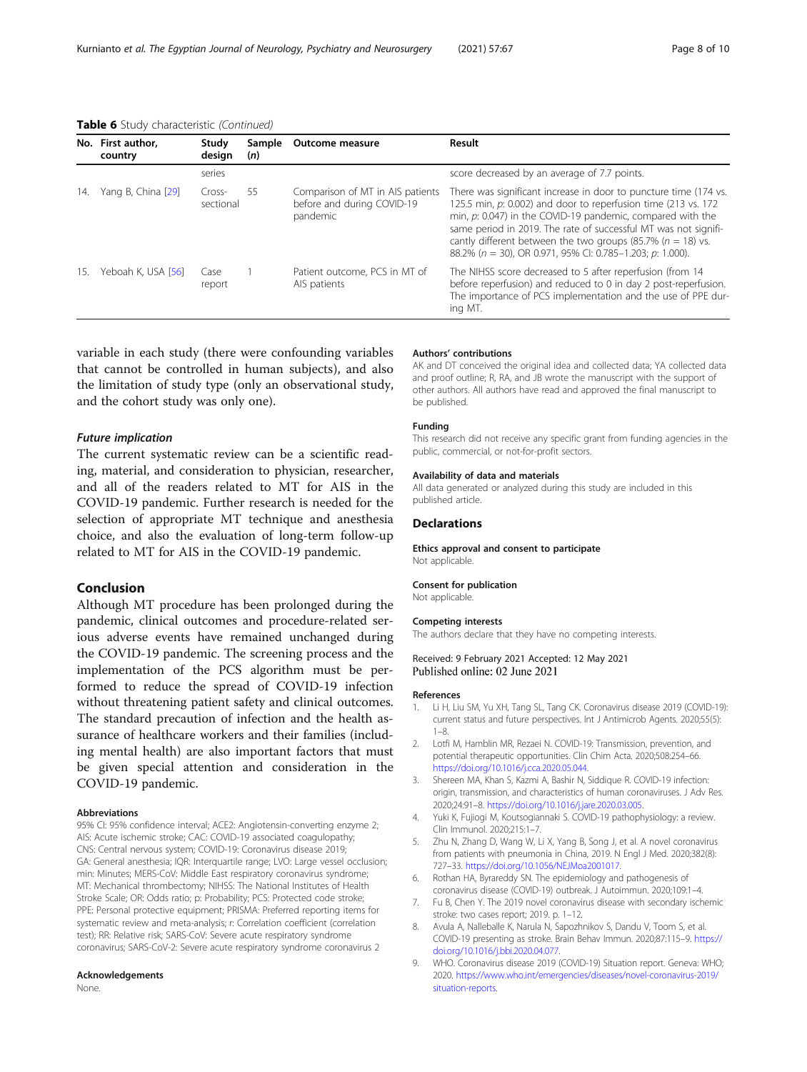**Table 6** Study characteristic *(Continued)*

| No. | First author, country | Study design | Sample (*n*) | Outcome measure | Result |
|---|---|---|---|---|---|
| | | series | | | score decreased by an average of 7.7 points. |
| 14. | Yang B, China [29] | Cross-sectional | 55 | Comparison of MT in AIS patients before and during COVID-19 pandemic | There was significant increase in door to puncture time (174 vs. 125.5 min, *p*: 0.002) and door to reperfusion time (213 vs. 172 min, *p*: 0.047) in the COVID-19 pandemic, compared with the same period in 2019. The rate of successful MT was not significantly different between the two groups (85.7% ($n$ = 18) vs. 88.2% ($n$ = 30), OR 0.971, 95% CI: 0.785–1.203; *p*: 1.000). |
| 15. | Yeboah K, USA [56] | Case report | 1 | Patient outcome, PCS in MT of AIS patients | The NIHSS score decreased to 5 after reperfusion (from 14 before reperfusion) and reduced to 0 in day 2 post-reperfusion. The importance of PCS implementation and the use of PPE during MT. |

variable in each study (there were confounding variables that cannot be controlled in human subjects), and also the limitation of study type (only an observational study, and the cohort study was only one).

### *Future implication*

The current systematic review can be a scientific reading, material, and consideration to physician, researcher, and all of the readers related to MT for AIS in the COVID-19 pandemic. Further research is needed for the selection of appropriate MT technique and anesthesia choice, and also the evaluation of long-term follow-up related to MT for AIS in the COVID-19 pandemic.

## Conclusion

Although MT procedure has been prolonged during the pandemic, clinical outcomes and procedure-related serious adverse events have remained unchanged during the COVID-19 pandemic. The screening process and the implementation of the PCS algorithm must be performed to reduce the spread of COVID-19 infection without threatening patient safety and clinical outcomes. The standard precaution of infection and the health assurance of healthcare workers and their families (including mental health) are also important factors that must be given special attention and consideration in the COVID-19 pandemic.

#### Abbreviations

95% CI: 95% confidence interval; ACE2: Angiotensin-converting enzyme 2; AIS: Acute ischemic stroke; CAC: COVID-19 associated coagulopathy; CNS: Central nervous system; COVID-19: Coronavirus disease 2019; GA: General anesthesia; IQR: Interquartile range; LVO: Large vessel occlusion; min: Minutes; MERS-CoV: Middle East respiratory coronavirus syndrome; MT: Mechanical thrombectomy; NIHSS: The National Institutes of Health Stroke Scale; OR: Odds ratio; p: Probability; PCS: Protected code stroke; PPE: Personal protective equipment; PRISMA: Preferred reporting items for systematic review and meta-analysis; r: Correlation coefficient (correlation test); RR: Relative risk; SARS-CoV: Severe acute respiratory syndrome coronavirus; SARS-CoV-2: Severe acute respiratory syndrome coronavirus 2

#### Acknowledgements

None.

#### Authors' contributions

AK and DT conceived the original idea and collected data; YA collected data and proof outline; R, RA, and JB wrote the manuscript with the support of other authors. All authors have read and approved the final manuscript to be published.

#### Funding

This research did not receive any specific grant from funding agencies in the public, commercial, or not-for-profit sectors.

#### Availability of data and materials

All data generated or analyzed during this study are included in this published article.

## Declarations

#### Ethics approval and consent to participate

Not applicable.

#### Consent for publication

Not applicable.

#### Competing interests

The authors declare that they have no competing interests.

Received: 9 February 2021 Accepted: 12 May 2021
Published online: 02 June 2021

#### References

1. Li H, Liu SM, Yu XH, Tang SL, Tang CK. Coronavirus disease 2019 (COVID-19): current status and future perspectives. Int J Antimicrob Agents. 2020;55(5):1–8.
2. Lotfi M, Hamblin MR, Rezaei N. COVID-19: Transmission, prevention, and potential therapeutic opportunities. Clin Chim Acta. 2020;508:254–66. https://doi.org/10.1016/j.cca.2020.05.044.
3. Shereen MA, Khan S, Kazmi A, Bashir N, Siddique R. COVID-19 infection: origin, transmission, and characteristics of human coronaviruses. J Adv Res. 2020;24:91–8. https://doi.org/10.1016/j.jare.2020.03.005.
4. Yuki K, Fujiogi M, Koutsogiannaki S. COVID-19 pathophysiology: a review. Clin Immunol. 2020;215:1–7.
5. Zhu N, Zhang D, Wang W, Li X, Yang B, Song J, et al. A novel coronavirus from patients with pneumonia in China, 2019. N Engl J Med. 2020;382(8):727–33. https://doi.org/10.1056/NEJMoa2001017.
6. Rothan HA, Byrareddy SN. The epidemiology and pathogenesis of coronavirus disease (COVID-19) outbreak. J Autoimmun. 2020;109:1–4.
7. Fu B, Chen Y. The 2019 novel coronavirus disease with secondary ischemic stroke: two cases report; 2019. p. 1–12.
8. Avula A, Nalleballe K, Narula N, Sapozhnikov S, Dandu V, Toom S, et al. COVID-19 presenting as stroke. Brain Behav Immun. 2020;87:115–9. https://doi.org/10.1016/j.bbi.2020.04.077.
9. WHO. Coronavirus disease 2019 (COVID-19) Situation report. Geneva: WHO; 2020. https://www.who.int/emergencies/diseases/novel-coronavirus-2019/situation-reports.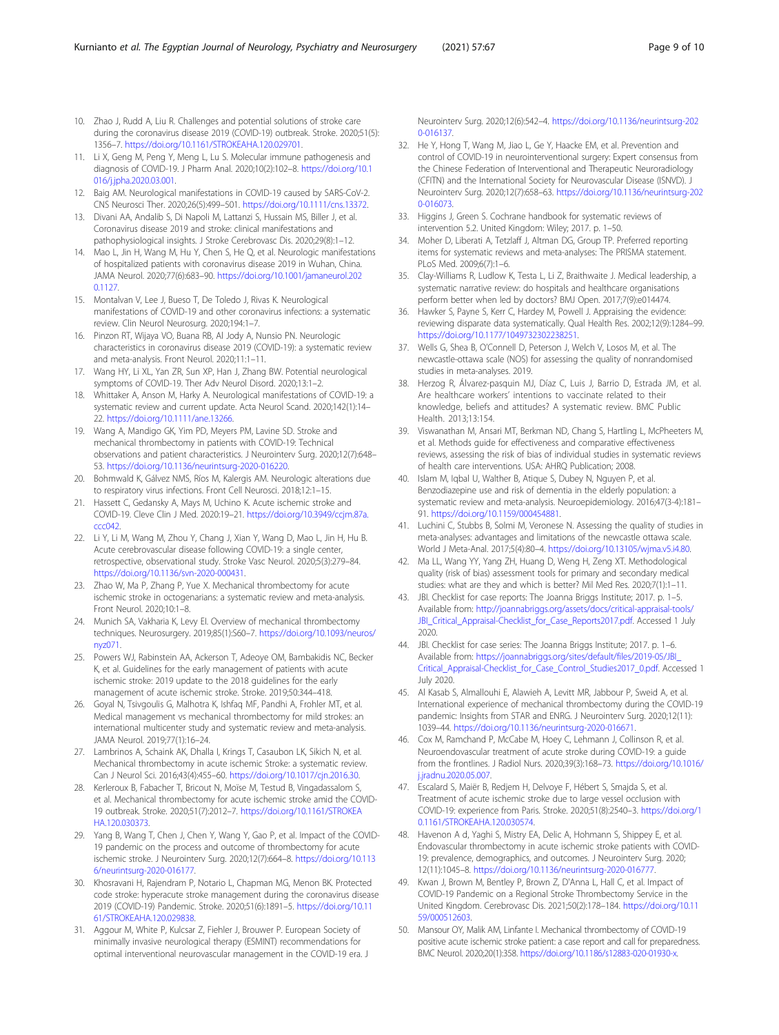10. Zhao J, Rudd A, Liu R. Challenges and potential solutions of stroke care during the coronavirus disease 2019 (COVID-19) outbreak. Stroke. 2020;51(5): 1356–7. https://doi.org/10.1161/STROKEAHA.120.029701.
11. Li X, Geng M, Peng Y, Meng L, Lu S. Molecular immune pathogenesis and diagnosis of COVID-19. J Pharm Anal. 2020;10(2):102–8. https://doi.org/10.1016/j.jpha.2020.03.001.
12. Baig AM. Neurological manifestations in COVID-19 caused by SARS-CoV-2. CNS Neurosci Ther. 2020;26(5):499–501. https://doi.org/10.1111/cns.13372.
13. Divani AA, Andalib S, Di Napoli M, Lattanzi S, Hussain MS, Biller J, et al. Coronavirus disease 2019 and stroke: clinical manifestations and pathophysiological insights. J Stroke Cerebrovasc Dis. 2020;29(8):1–12.
14. Mao L, Jin H, Wang M, Hu Y, Chen S, He Q, et al. Neurologic manifestations of hospitalized patients with coronavirus disease 2019 in Wuhan, China. JAMA Neurol. 2020;77(6):683–90. https://doi.org/10.1001/jamaneurol.2020.1127.
15. Montalvan V, Lee J, Bueso T, De Toledo J, Rivas K. Neurological manifestations of COVID-19 and other coronavirus infections: a systematic review. Clin Neurol Neurosurg. 2020;194:1–7.
16. Pinzon RT, Wijaya VO, Buana RB, Al Jody A, Nunsio PN. Neurologic characteristics in coronavirus disease 2019 (COVID-19): a systematic review and meta-analysis. Front Neurol. 2020;11:1–11.
17. Wang HY, Li XL, Yan ZR, Sun XP, Han J, Zhang BW. Potential neurological symptoms of COVID-19. Ther Adv Neurol Disord. 2020;13:1–2.
18. Whittaker A, Anson M, Harky A. Neurological manifestations of COVID-19: a systematic review and current update. Acta Neurol Scand. 2020;142(1):14–22. https://doi.org/10.1111/ane.13266.
19. Wang A, Mandigo GK, Yim PD, Meyers PM, Lavine SD. Stroke and mechanical thrombectomy in patients with COVID-19: Technical observations and patient characteristics. J Neurointerv Surg. 2020;12(7):648–53. https://doi.org/10.1136/neurintsurg-2020-016220.
20. Bohmwald K, Gálvez NMS, Ríos M, Kalergis AM. Neurologic alterations due to respiratory virus infections. Front Cell Neurosci. 2018;12:1–15.
21. Hassett C, Gedansky A, Mays M, Uchino K. Acute ischemic stroke and COVID-19. Cleve Clin J Med. 2020:19–21. https://doi.org/10.3949/ccjm.87a.ccc042.
22. Li Y, Li M, Wang M, Zhou Y, Chang J, Xian Y, Wang D, Mao L, Jin H, Hu B. Acute cerebrovascular disease following COVID-19: a single center, retrospective, observational study. Stroke Vasc Neurol. 2020;5(3):279–84. https://doi.org/10.1136/svn-2020-000431.
23. Zhao W, Ma P, Zhang P, Yue X. Mechanical thrombectomy for acute ischemic stroke in octogenarians: a systematic review and meta-analysis. Front Neurol. 2020;10:1–8.
24. Munich SA, Vakharia K, Levy EI. Overview of mechanical thrombectomy techniques. Neurosurgery. 2019;85(1):S60–7. https://doi.org/10.1093/neuros/nyz071.
25. Powers WJ, Rabinstein AA, Ackerson T, Adeoye OM, Bambakidis NC, Becker K, et al. Guidelines for the early management of patients with acute ischemic stroke: 2019 update to the 2018 guidelines for the early management of acute ischemic stroke. Stroke. 2019;50:344–418.
26. Goyal N, Tsivgoulis G, Malhotra K, Ishfaq MF, Pandhi A, Frohler MT, et al. Medical management vs mechanical thrombectomy for mild strokes: an international multicenter study and systematic review and meta-analysis. JAMA Neurol. 2019;77(1):16–24.
27. Lambrinos A, Schaink AK, Dhalla I, Krings T, Casaubon LK, Sikich N, et al. Mechanical thrombectomy in acute ischemic Stroke: a systematic review. Can J Neurol Sci. 2016;43(4):455–60. https://doi.org/10.1017/cjn.2016.30.
28. Kerleroux B, Fabacher T, Bricout N, Moïse M, Testud B, Vingadassalom S, et al. Mechanical thrombectomy for acute ischemic stroke amid the COVID-19 outbreak. Stroke. 2020;51(7):2012–7. https://doi.org/10.1161/STROKEAHA.120.030373.
29. Yang B, Wang T, Chen J, Chen Y, Wang Y, Gao P, et al. Impact of the COVID-19 pandemic on the process and outcome of thrombectomy for acute ischemic stroke. J Neurointerv Surg. 2020;12(7):664–8. https://doi.org/10.1136/neurintsurg-2020-016177.
30. Khosravani H, Rajendram P, Notario L, Chapman MG, Menon BK. Protected code stroke: hyperacute stroke management during the coronavirus disease 2019 (COVID-19) Pandemic. Stroke. 2020;51(6):1891–5. https://doi.org/10.1161/STROKEAHA.120.029838.
31. Aggour M, White P, Kulcsar Z, Fiehler J, Brouwer P. European Society of minimally invasive neurological therapy (ESMINT) recommendations for optimal interventional neurovascular management in the COVID-19 era. J Neurointerv Surg. 2020;12(6):542–4. https://doi.org/10.1136/neurintsurg-2020-016137.
32. He Y, Hong T, Wang M, Jiao L, Ge Y, Haacke EM, et al. Prevention and control of COVID-19 in neurointerventional surgery: Expert consensus from the Chinese Federation of Interventional and Therapeutic Neuroradiology (CFITN) and the International Society for Neurovascular Disease (ISNVD). J Neurointerv Surg. 2020;12(7):658–63. https://doi.org/10.1136/neurintsurg-2020-016073.
33. Higgins J, Green S. Cochrane handbook for systematic reviews of intervention 5.2. United Kingdom: Wiley; 2017. p. 1–50.
34. Moher D, Liberati A, Tetzlaff J, Altman DG, Group TP. Preferred reporting items for systematic reviews and meta-analyses: The PRISMA statement. PLoS Med. 2009;6(7):1–6.
35. Clay-Williams R, Ludlow K, Testa L, Li Z, Braithwaite J. Medical leadership, a systematic narrative review: do hospitals and healthcare organisations perform better when led by doctors? BMJ Open. 2017;7(9):e014474.
36. Hawker S, Payne S, Kerr C, Hardey M, Powell J. Appraising the evidence: reviewing disparate data systematically. Qual Health Res. 2002;12(9):1284–99. https://doi.org/10.1177/1049732302238251.
37. Wells G, Shea B, O'Connell D, Peterson J, Welch V, Losos M, et al. The newcastle-ottawa scale (NOS) for assessing the quality of nonrandomised studies in meta-analyses. 2019.
38. Herzog R, Álvarez-pasquin MJ, Díaz C, Luis J, Barrio D, Estrada JM, et al. Are healthcare workers' intentions to vaccinate related to their knowledge, beliefs and attitudes? A systematic review. BMC Public Health. 2013;13:154.
39. Viswanathan M, Ansari MT, Berkman ND, Chang S, Hartling L, McPheeters M, et al. Methods guide for effectiveness and comparative effectiveness reviews, assessing the risk of bias of individual studies in systematic reviews of health care interventions. USA: AHRQ Publication; 2008.
40. Islam M, Iqbal U, Walther B, Atique S, Dubey N, Nguyen P, et al. Benzodiazepine use and risk of dementia in the elderly population: a systematic review and meta-analysis. Neuroepidemiology. 2016;47(3-4):181–91. https://doi.org/10.1159/000454881.
41. Luchini C, Stubbs B, Solmi M, Veronese N. Assessing the quality of studies in meta-analyses: advantages and limitations of the newcastle ottawa scale. World J Meta-Anal. 2017;5(4):80–4. https://doi.org/10.13105/wjma.v5.i4.80.
42. Ma LL, Wang YY, Yang ZH, Huang D, Weng H, Zeng XT. Methodological quality (risk of bias) assessment tools for primary and secondary medical studies: what are they and which is better? Mil Med Res. 2020;7(1):1–11.
43. JBI. Checklist for case reports: The Joanna Briggs Institute; 2017. p. 1–5. Available from: http://joannabriggs.org/assets/docs/critical-appraisal-tools/JBI_Critical_Appraisal-Checklist_for_Case_Reports2017.pdf. Accessed 1 July 2020.
44. JBI. Checklist for case series: The Joanna Briggs Institute; 2017. p. 1–6. Available from: https://joannabriggs.org/sites/default/files/2019-05/JBI_Critical_Appraisal-Checklist_for_Case_Control_Studies2017_0.pdf. Accessed 1 July 2020.
45. Al Kasab S, Almallouhi E, Alawieh A, Levitt MR, Jabbour P, Sweid A, et al. International experience of mechanical thrombectomy during the COVID-19 pandemic: Insights from STAR and ENRG. J Neurointerv Surg. 2020;12(11): 1039–44. https://doi.org/10.1136/neurintsurg-2020-016671.
46. Cox M, Ramchand P, McCabe M, Hoey C, Lehmann J, Collinson R, et al. Neuroendovascular treatment of acute stroke during COVID-19: a guide from the frontlines. J Radiol Nurs. 2020;39(3):168–73. https://doi.org/10.1016/j.jradnu.2020.05.007.
47. Escalard S, Maïer B, Redjem H, Delvoye F, Hébert S, Smajda S, et al. Treatment of acute ischemic stroke due to large vessel occlusion with COVID-19: experience from Paris. Stroke. 2020;51(8):2540–3. https://doi.org/10.1161/STROKEAHA.120.030574.
48. Havenon A d, Yaghi S, Mistry EA, Delic A, Hohmann S, Shippey E, et al. Endovascular thrombectomy in acute ischemic stroke patients with COVID-19: prevalence, demographics, and outcomes. J Neurointerv Surg. 2020; 12(11):1045–8. https://doi.org/10.1136/neurintsurg-2020-016777.
49. Kwan J, Brown M, Bentley P, Brown Z, D'Anna L, Hall C, et al. Impact of COVID-19 Pandemic on a Regional Stroke Thrombectomy Service in the United Kingdom. Cerebrovasc Dis. 2021;50(2):178–184. https://doi.org/10.1159/000512603.
50. Mansour OY, Malik AM, Linfante I. Mechanical thrombectomy of COVID-19 positive acute ischemic stroke patient: a case report and call for preparedness. BMC Neurol. 2020;20(1):358. https://doi.org/10.1186/s12883-020-01930-x.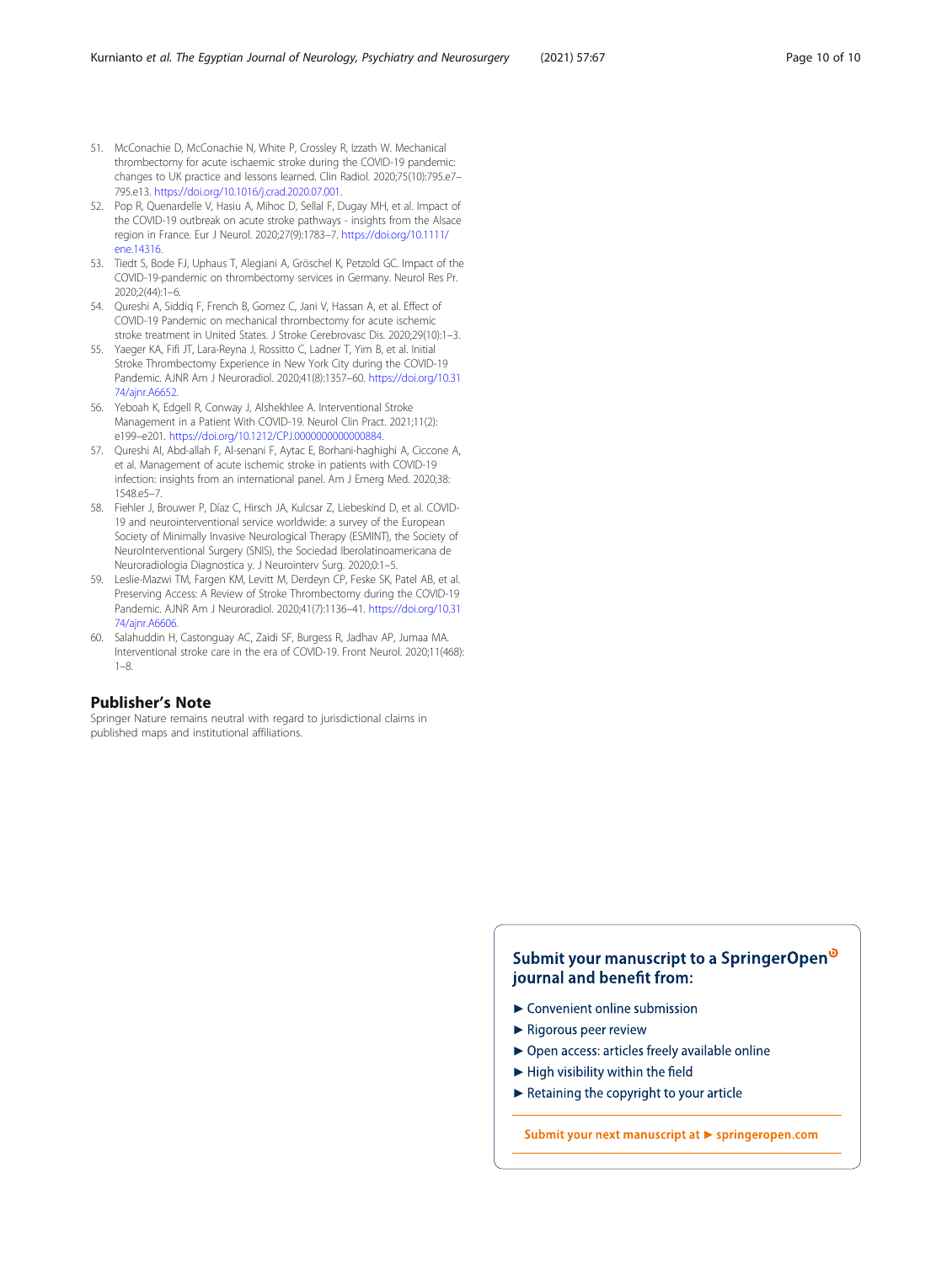51. McConachie D, McConachie N, White P, Crossley R, Izzath W. Mechanical thrombectomy for acute ischaemic stroke during the COVID-19 pandemic: changes to UK practice and lessons learned. Clin Radiol. 2020;75(10):795.e7–795.e13. https://doi.org/10.1016/j.crad.2020.07.001.
52. Pop R, Quenardelle V, Hasiu A, Mihoc D, Sellal F, Dugay MH, et al. Impact of the COVID-19 outbreak on acute stroke pathways - insights from the Alsace region in France. Eur J Neurol. 2020;27(9):1783–7. https://doi.org/10.1111/ene.14316.
53. Tiedt S, Bode FJ, Uphaus T, Alegiani A, Gröschel K, Petzold GC. Impact of the COVID-19-pandemic on thrombectomy services in Germany. Neurol Res Pr. 2020;2(44):1–6.
54. Qureshi A, Siddiq F, French B, Gomez C, Jani V, Hassan A, et al. Effect of COVID-19 Pandemic on mechanical thrombectomy for acute ischemic stroke treatment in United States. J Stroke Cerebrovasc Dis. 2020;29(10):1–3.
55. Yaeger KA, Fifi JT, Lara-Reyna J, Rossitto C, Ladner T, Yim B, et al. Initial Stroke Thrombectomy Experience in New York City during the COVID-19 Pandemic. AJNR Am J Neuroradiol. 2020;41(8):1357–60. https://doi.org/10.3174/ajnr.A6652.
56. Yeboah K, Edgell R, Conway J, Alshekhlee A. Interventional Stroke Management in a Patient With COVID-19. Neurol Clin Pract. 2021;11(2):e199–e201. https://doi.org/10.1212/CPJ.0000000000000884.
57. Qureshi AI, Abd-allah F, Al-senani F, Aytac E, Borhani-haghighi A, Ciccone A, et al. Management of acute ischemic stroke in patients with COVID-19 infection: insights from an international panel. Am J Emerg Med. 2020;38:1548.e5–7.
58. Fiehler J, Brouwer P, Díaz C, Hirsch JA, Kulcsar Z, Liebeskind D, et al. COVID-19 and neurointerventional service worldwide: a survey of the European Society of Minimally Invasive Neurological Therapy (ESMINT), the Society of NeuroInterventional Surgery (SNIS), the Sociedad Iberolatinoamericana de Neuroradiologia Diagnostica y. J Neurointerv Surg. 2020;0:1–5.
59. Leslie-Mazwi TM, Fargen KM, Levitt M, Derdeyn CP, Feske SK, Patel AB, et al. Preserving Access: A Review of Stroke Thrombectomy during the COVID-19 Pandemic. AJNR Am J Neuroradiol. 2020;41(7):1136–41. https://doi.org/10.3174/ajnr.A6606.
60. Salahuddin H, Castonguay AC, Zaidi SF, Burgess R, Jadhav AP, Jumaa MA. Interventional stroke care in the era of COVID-19. Front Neurol. 2020;11(468):1–8.

## Publisher's Note

Springer Nature remains neutral with regard to jurisdictional claims in published maps and institutional affiliations.

**Submit your manuscript to a SpringerOpen journal and benefit from:**

- ► Convenient online submission
- ► Rigorous peer review
- ► Open access: articles freely available online
- ► High visibility within the field
- ► Retaining the copyright to your article

**Submit your next manuscript at ► springeropen.com**